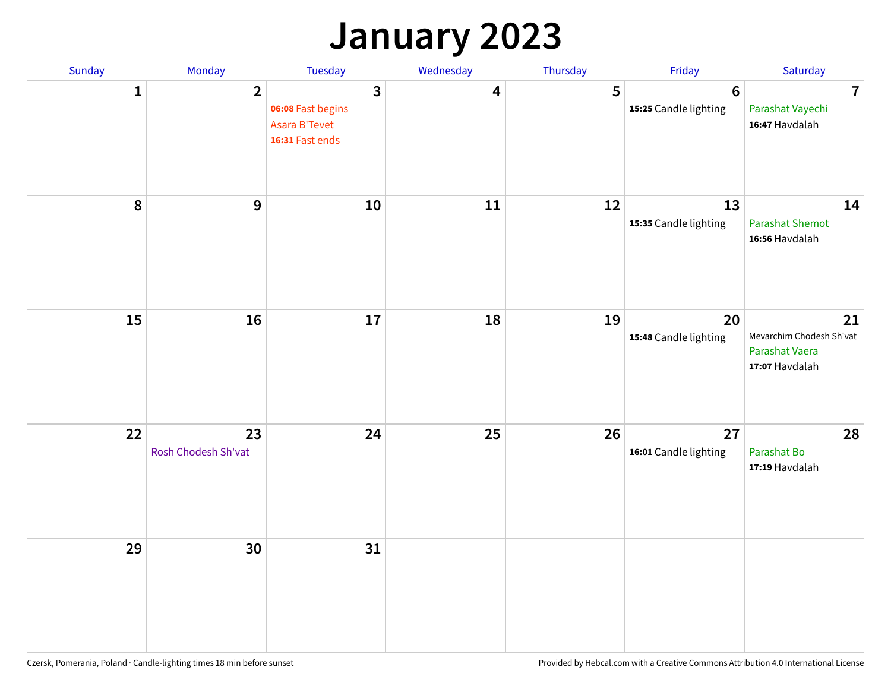# January 2023

| Sunday | Monday | Tuesday | Wednesday | Thursday | Friday | Saturday |
| --- | --- | --- | --- | --- | --- | --- |
| 1 | 2 | 3<br>**06:08** Fast begins<br>Asara B'Tevet<br>**16:31** Fast ends | 4 | 5 | 6<br>**15:25** Candle lighting | 7<br>Parashat Vayechi<br>**16:47** Havdalah |
| 8 | 9 | 10 | 11 | 12 | 13<br>**15:35** Candle lighting | 14<br>Parashat Shemot<br>**16:56** Havdalah |
| 15 | 16 | 17 | 18 | 19 | 20<br>**15:48** Candle lighting | 21<br>Mevarchim Chodesh Sh'vat<br>Parashat Vaera<br>**17:07** Havdalah |
| 22 | 23<br>Rosh Chodesh Sh'vat | 24 | 25 | 26 | 27<br>**16:01** Candle lighting | 28<br>Parashat Bo<br>**17:19** Havdalah |
| 29 | 30 | 31 | | | | |

Czersk, Pomerania, Poland · Candle-lighting times 18 min before sunset

Provided by Hebcal.com with a Creative Commons Attribution 4.0 International License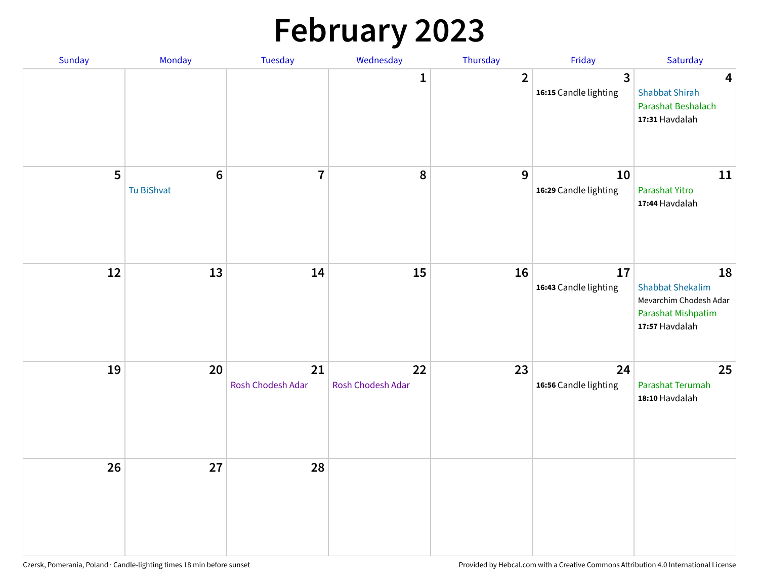# February 2023

| Sunday | Monday | Tuesday | Wednesday | Thursday | Friday | Saturday |
|---|---|---|---|---|---|---|
| | | | 1 | 2 | 3<br>**16:15** Candle lighting | 4<br>Shabbat Shirah<br>Parashat Beshalach<br>**17:31** Havdalah |
| 5 | 6<br>Tu BiShvat | 7 | 8 | 9 | 10<br>**16:29** Candle lighting | 11<br>Parashat Yitro<br>**17:44** Havdalah |
| 12 | 13 | 14 | 15 | 16 | 17<br>**16:43** Candle lighting | 18<br>Shabbat Shekalim<br>Mevarchim Chodesh Adar<br>Parashat Mishpatim<br>**17:57** Havdalah |
| 19 | 20 | 21<br>Rosh Chodesh Adar | 22<br>Rosh Chodesh Adar | 23 | 24<br>**16:56** Candle lighting | 25<br>Parashat Terumah<br>**18:10** Havdalah |
| 26 | 27 | 28 | | | | |

Czersk, Pomerania, Poland · Candle-lighting times 18 min before sunset

Provided by Hebcal.com with a Creative Commons Attribution 4.0 International License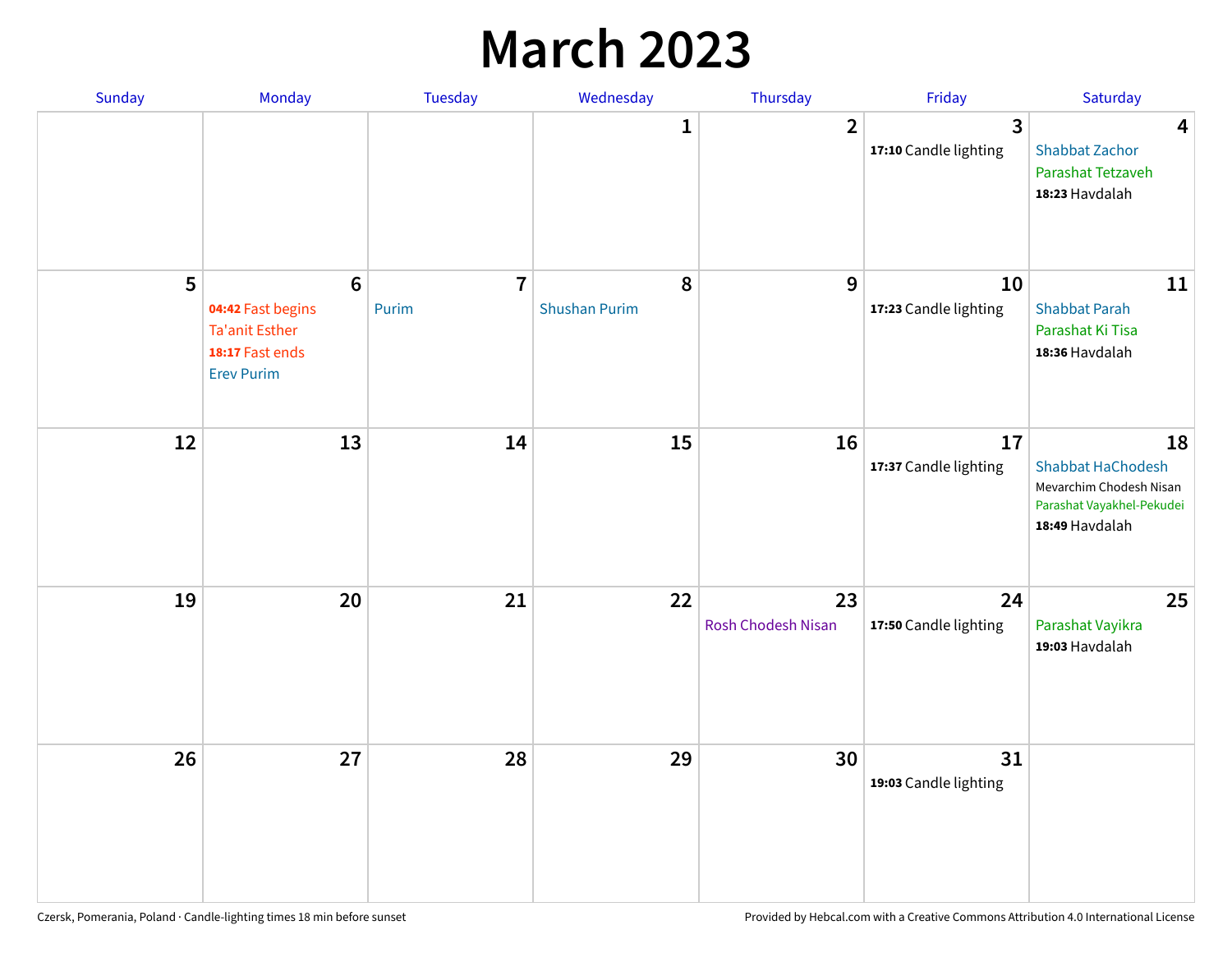# March 2023

| Sunday | Monday | Tuesday | Wednesday | Thursday | Friday | Saturday |
|---|---|---|---|---|---|---|
| | | | 1 | 2 | 3<br>**17:10** Candle lighting | 4<br>Shabbat Zachor<br>Parashat Tetzaveh<br>**18:23** Havdalah |
| 5 | 6<br>**04:42** Fast begins<br>Ta'anit Esther<br>**18:17** Fast ends<br>Erev Purim | 7<br>Purim | 8<br>Shushan Purim | 9 | 10<br>**17:23** Candle lighting | 11<br>Shabbat Parah<br>Parashat Ki Tisa<br>**18:36** Havdalah |
| 12 | 13 | 14 | 15 | 16 | 17<br>**17:37** Candle lighting | 18<br>Shabbat HaChodesh<br>Mevarchim Chodesh Nisan<br>Parashat Vayakhel-Pekudei<br>**18:49** Havdalah |
| 19 | 20 | 21 | 22 | 23<br>Rosh Chodesh Nisan | 24<br>**17:50** Candle lighting | 25<br>Parashat Vayikra<br>**19:03** Havdalah |
| 26 | 27 | 28 | 29 | 30 | 31<br>**19:03** Candle lighting | |

Czersk, Pomerania, Poland · Candle-lighting times 18 min before sunset

Provided by Hebcal.com with a Creative Commons Attribution 4.0 International License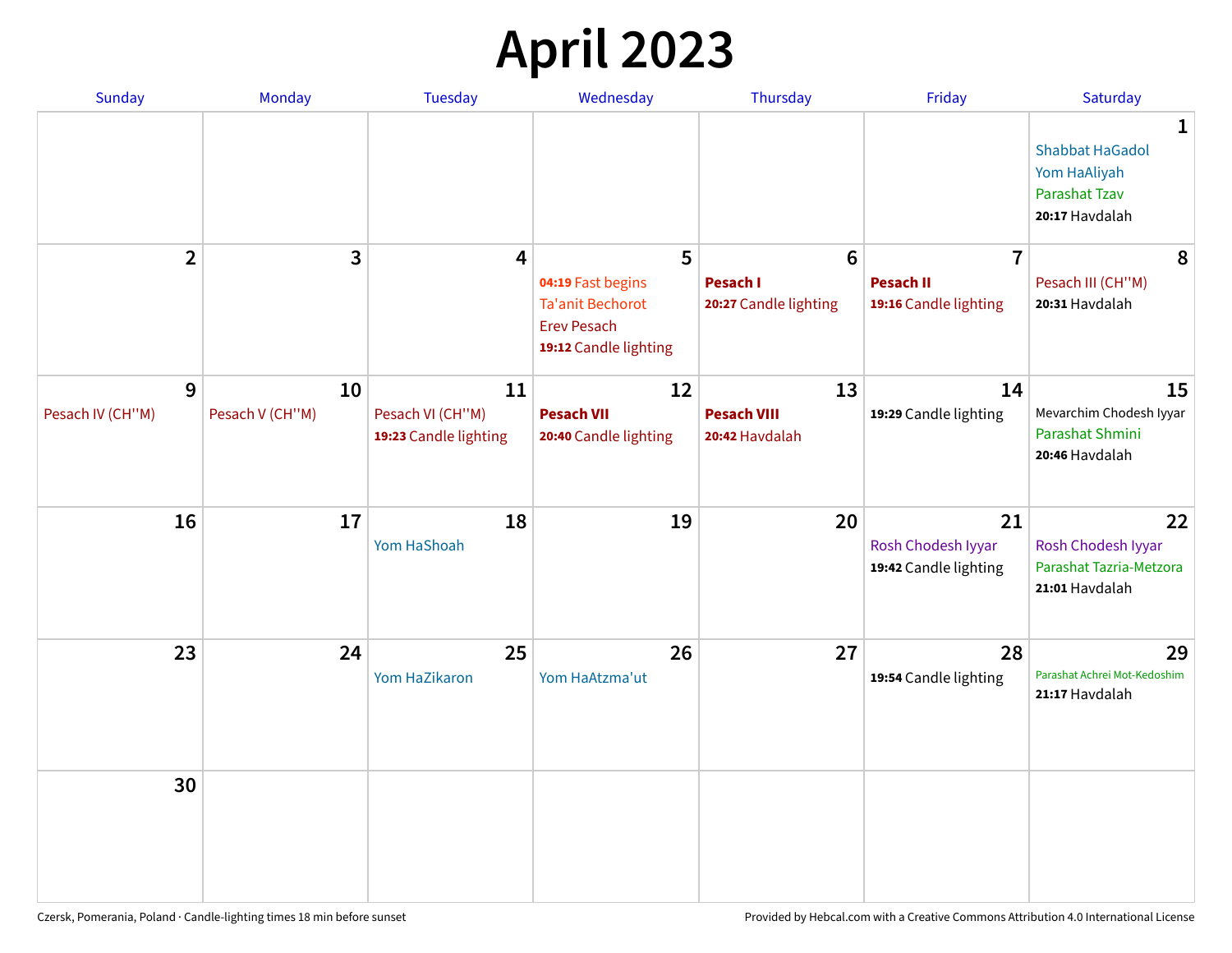# April 2023

| Sunday | Monday | Tuesday | Wednesday | Thursday | Friday | Saturday |
|---|---|---|---|---|---|---|
| | | | | | | **1**<br>Shabbat HaGadol<br>Yom HaAliyah<br>Parashat Tzav<br>**20:17** Havdalah |
| **2** | **3** | **4** | **5**<br>**04:19** Fast begins<br>Ta'anit Bechorot<br>Erev Pesach<br>**19:12** Candle lighting | **6**<br>**Pesach I**<br>**20:27** Candle lighting | **7**<br>**Pesach II**<br>**19:16** Candle lighting | **8**<br>Pesach III (CH''M)<br>**20:31** Havdalah |
| **9**<br>Pesach IV (CH''M) | **10**<br>Pesach V (CH''M) | **11**<br>Pesach VI (CH''M)<br>**19:23** Candle lighting | **12**<br>**Pesach VII**<br>**20:40** Candle lighting | **13**<br>**Pesach VIII**<br>**20:42** Havdalah | **14**<br>**19:29** Candle lighting | **15**<br>Mevarchim Chodesh Iyyar<br>Parashat Shmini<br>**20:46** Havdalah |
| **16** | **17** | **18**<br>Yom HaShoah | **19** | **20** | **21**<br>Rosh Chodesh Iyyar<br>**19:42** Candle lighting | **22**<br>Rosh Chodesh Iyyar<br>Parashat Tazria-Metzora<br>**21:01** Havdalah |
| **23** | **24** | **25**<br>Yom HaZikaron | **26**<br>Yom HaAtzma'ut | **27** | **28**<br>**19:54** Candle lighting | **29**<br>Parashat Achrei Mot-Kedoshim<br>**21:17** Havdalah |
| **30** | | | | | | |

Czersk, Pomerania, Poland · Candle-lighting times 18 min before sunset

Provided by Hebcal.com with a Creative Commons Attribution 4.0 International License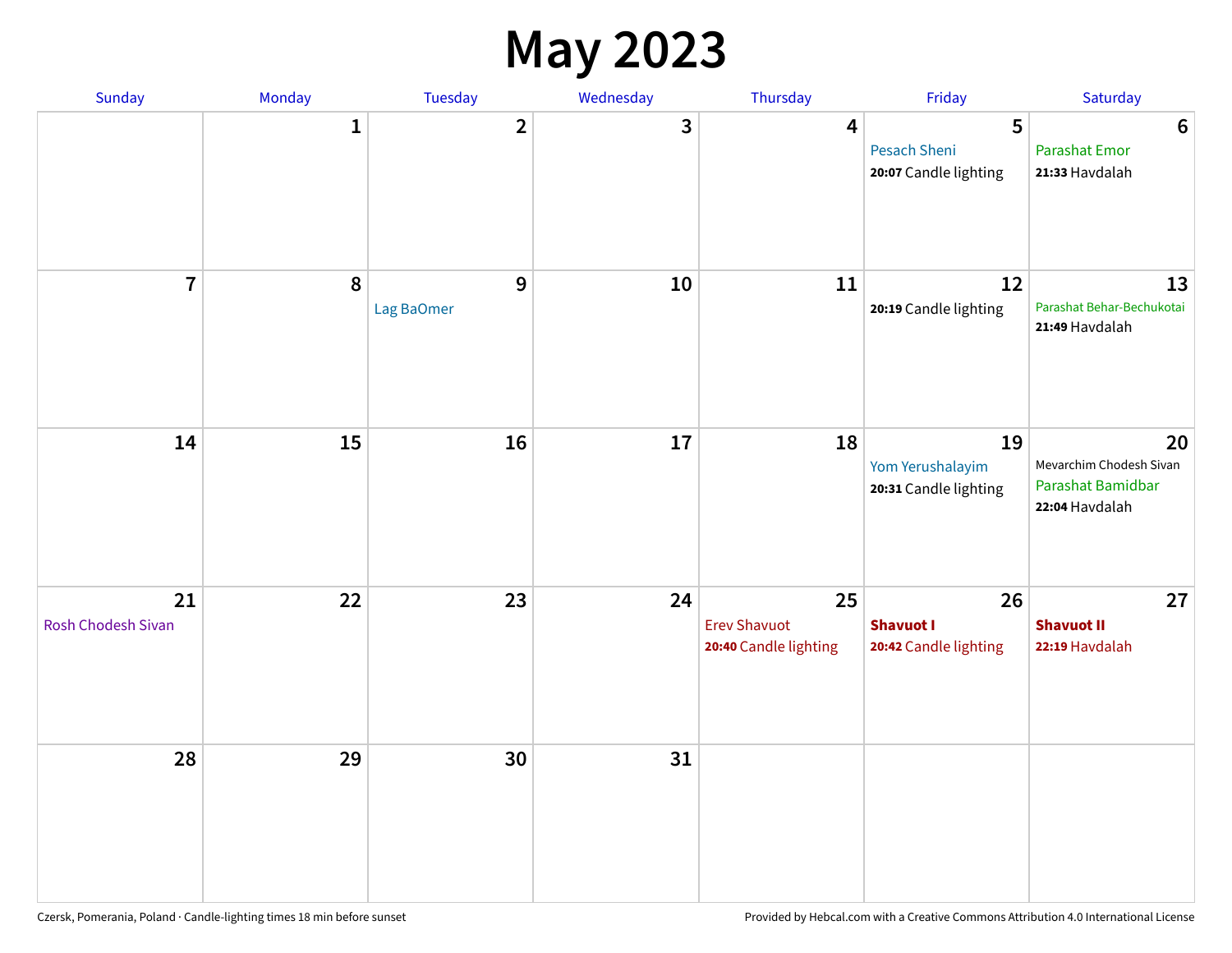# May 2023

| Sunday | Monday | Tuesday | Wednesday | Thursday | Friday | Saturday |
|---|---|---|---|---|---|---|
| | 1 | 2 | 3 | 4 | 5<br>Pesach Sheni<br>**20:07** Candle lighting | 6<br>Parashat Emor<br>**21:33** Havdalah |
| 7 | 8 | 9<br>Lag BaOmer | 10 | 11 | 12<br>**20:19** Candle lighting | 13<br>Parashat Behar-Bechukotai<br>**21:49** Havdalah |
| 14 | 15 | 16 | 17 | 18 | 19<br>Yom Yerushalayim<br>**20:31** Candle lighting | 20<br>Mevarchim Chodesh Sivan<br>Parashat Bamidbar<br>**22:04** Havdalah |
| 21<br>Rosh Chodesh Sivan | 22 | 23 | 24 | 25<br>Erev Shavuot<br>**20:40** Candle lighting | 26<br>**Shavuot I**<br>**20:42** Candle lighting | 27<br>**Shavuot II**<br>**22:19** Havdalah |
| 28 | 29 | 30 | 31 | | | |

Czersk, Pomerania, Poland · Candle-lighting times 18 min before sunset

Provided by Hebcal.com with a Creative Commons Attribution 4.0 International License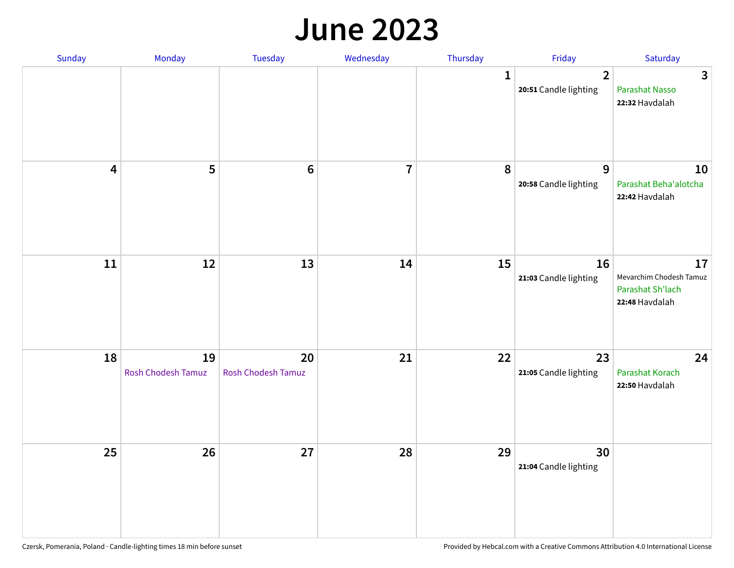# June 2023

| Sunday | Monday | Tuesday | Wednesday | Thursday | Friday | Saturday |
|---|---|---|---|---|---|---|
| | | | | 1 | 2<br>**20:51** Candle lighting | 3<br>Parashat Nasso<br>**22:32** Havdalah |
| 4 | 5 | 6 | 7 | 8 | 9<br>**20:58** Candle lighting | 10<br>Parashat Beha'alotcha<br>**22:42** Havdalah |
| 11 | 12 | 13 | 14 | 15 | 16<br>**21:03** Candle lighting | 17<br>Mevarchim Chodesh Tamuz<br>Parashat Sh'lach<br>**22:48** Havdalah |
| 18 | 19<br>Rosh Chodesh Tamuz | 20<br>Rosh Chodesh Tamuz | 21 | 22 | 23<br>**21:05** Candle lighting | 24<br>Parashat Korach<br>**22:50** Havdalah |
| 25 | 26 | 27 | 28 | 29 | 30<br>**21:04** Candle lighting | |

Czersk, Pomerania, Poland · Candle-lighting times 18 min before sunset

Provided by Hebcal.com with a Creative Commons Attribution 4.0 International License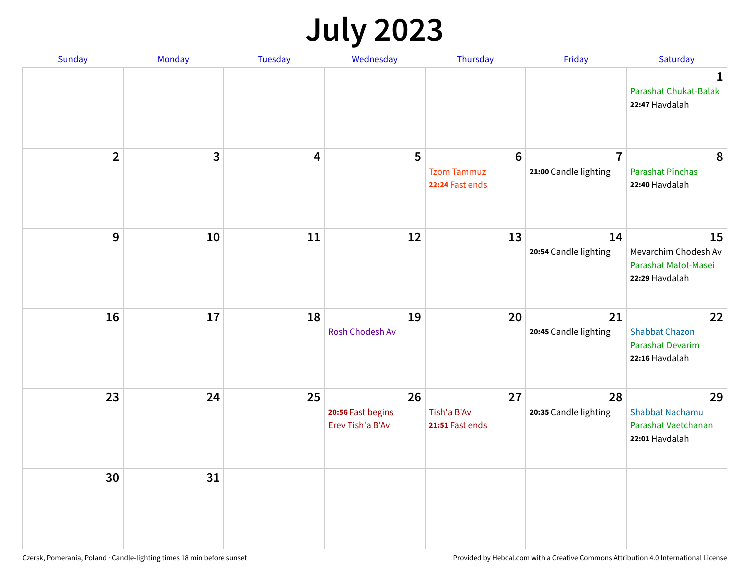# July 2023

| Sunday | Monday | Tuesday | Wednesday | Thursday | Friday | Saturday |
|---|---|---|---|---|---|---|
| | | | | | | **1** Parashat Chukat-Balak **22:47** Havdalah |
| **2** | **3** | **4** | **5** | **6** Tzom Tammuz **22:24** Fast ends | **7** **21:00** Candle lighting | **8** Parashat Pinchas **22:40** Havdalah |
| **9** | **10** | **11** | **12** | **13** | **14** **20:54** Candle lighting | **15** Mevarchim Chodesh Av Parashat Matot-Masei **22:29** Havdalah |
| **16** | **17** | **18** | **19** Rosh Chodesh Av | **20** | **21** **20:45** Candle lighting | **22** Shabbat Chazon Parashat Devarim **22:16** Havdalah |
| **23** | **24** | **25** | **26** **20:56** Fast begins Erev Tish'a B'Av | **27** Tish'a B'Av **21:51** Fast ends | **28** **20:35** Candle lighting | **29** Shabbat Nachamu Parashat Vaetchanan **22:01** Havdalah |
| **30** | **31** | | | | | |

Czersk, Pomerania, Poland · Candle-lighting times 18 min before sunset

Provided by Hebcal.com with a Creative Commons Attribution 4.0 International License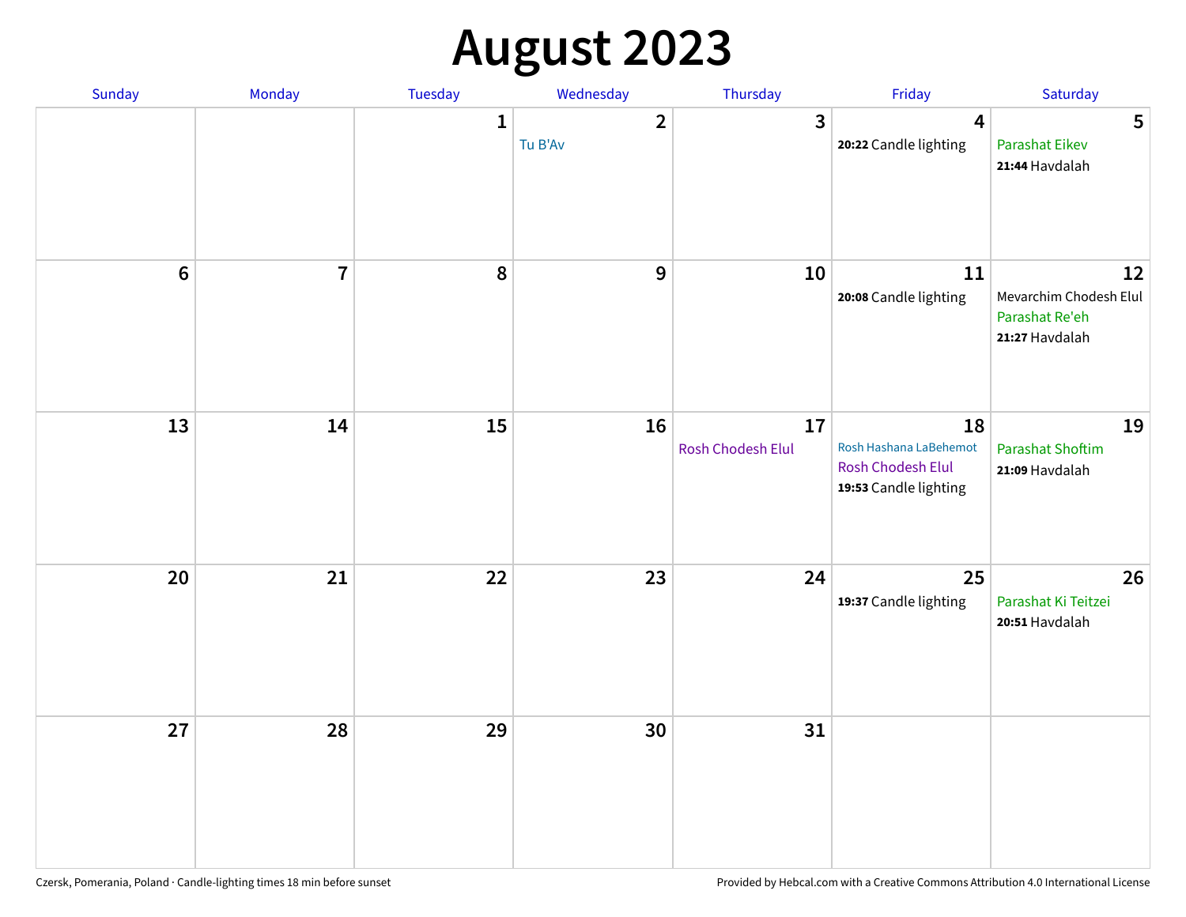# August 2023

| Sunday | Monday | Tuesday | Wednesday | Thursday | Friday | Saturday |
|---|---|---|---|---|---|---|
| | | 1 | 2<br>Tu B'Av | 3 | 4<br>**20:22** Candle lighting | 5<br>Parashat Eikev<br>**21:44** Havdalah |
| 6 | 7 | 8 | 9 | 10 | 11<br>**20:08** Candle lighting | 12<br>Mevarchim Chodesh Elul<br>Parashat Re'eh<br>**21:27** Havdalah |
| 13 | 14 | 15 | 16 | 17<br>Rosh Chodesh Elul | 18<br>Rosh Hashana LaBehemot<br>Rosh Chodesh Elul<br>**19:53** Candle lighting | 19<br>Parashat Shoftim<br>**21:09** Havdalah |
| 20 | 21 | 22 | 23 | 24 | 25<br>**19:37** Candle lighting | 26<br>Parashat Ki Teitzei<br>**20:51** Havdalah |
| 27 | 28 | 29 | 30 | 31 | | |

Czersk, Pomerania, Poland · Candle-lighting times 18 min before sunset

Provided by Hebcal.com with a Creative Commons Attribution 4.0 International License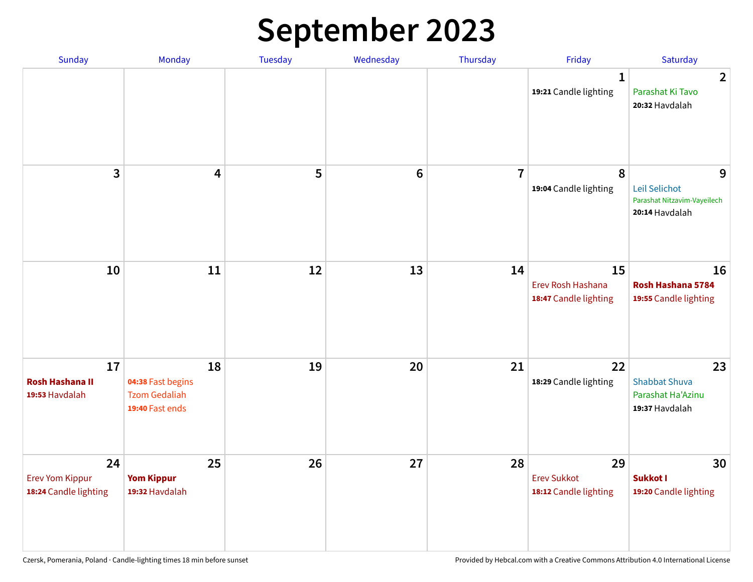# September 2023

| Sunday | Monday | Tuesday | Wednesday | Thursday | Friday | Saturday |
|---|---|---|---|---|---|---|
| | | | | | **1**<br>**19:21** Candle lighting | **2**<br>Parashat Ki Tavo<br>**20:32** Havdalah |
| **3** | **4** | **5** | **6** | **7** | **8**<br>**19:04** Candle lighting | **9**<br>Leil Selichot<br>Parashat Nitzavim-Vayeilech<br>**20:14** Havdalah |
| **10** | **11** | **12** | **13** | **14** | **15**<br>Erev Rosh Hashana<br>**18:47** Candle lighting | **16**<br>**Rosh Hashana 5784**<br>**19:55** Candle lighting |
| **17**<br>**Rosh Hashana II**<br>**19:53** Havdalah | **18**<br>**04:38** Fast begins<br>Tzom Gedaliah<br>**19:40** Fast ends | **19** | **20** | **21** | **22**<br>**18:29** Candle lighting | **23**<br>Shabbat Shuva<br>Parashat Ha'Azinu<br>**19:37** Havdalah |
| **24**<br>Erev Yom Kippur<br>**18:24** Candle lighting | **25**<br>**Yom Kippur**<br>**19:32** Havdalah | **26** | **27** | **28** | **29**<br>Erev Sukkot<br>**18:12** Candle lighting | **30**<br>**Sukkot I**<br>**19:20** Candle lighting |

Czersk, Pomerania, Poland · Candle-lighting times 18 min before sunset

Provided by Hebcal.com with a Creative Commons Attribution 4.0 International License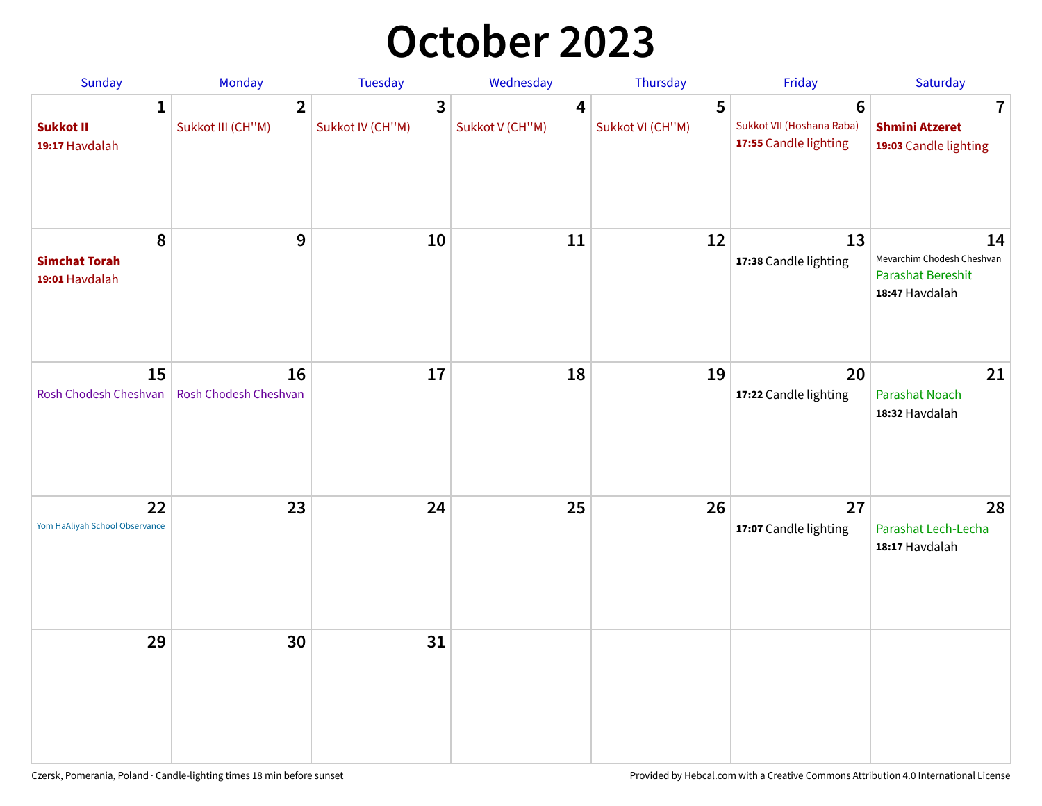# October 2023

| Sunday | Monday | Tuesday | Wednesday | Thursday | Friday | Saturday |
|---|---|---|---|---|---|---|
| 1<br>**Sukkot II**<br>**19:17** Havdalah | 2<br>Sukkot III (CH''M) | 3<br>Sukkot IV (CH''M) | 4<br>Sukkot V (CH''M) | 5<br>Sukkot VI (CH''M) | 6<br>Sukkot VII (Hoshana Raba)<br>**17:55** Candle lighting | 7<br>**Shmini Atzeret**<br>**19:03** Candle lighting |
| 8<br>**Simchat Torah**<br>**19:01** Havdalah | 9 | 10 | 11 | 12 | 13<br>**17:38** Candle lighting | 14<br>Mevarchim Chodesh Cheshvan<br>Parashat Bereshit<br>**18:47** Havdalah |
| 15<br>Rosh Chodesh Cheshvan | 16<br>Rosh Chodesh Cheshvan | 17 | 18 | 19 | 20<br>**17:22** Candle lighting | 21<br>Parashat Noach<br>**18:32** Havdalah |
| 22<br>Yom HaAliyah School Observance | 23 | 24 | 25 | 26 | 27<br>**17:07** Candle lighting | 28<br>Parashat Lech-Lecha<br>**18:17** Havdalah |
| 29 | 30 | 31 | | | | |

Czersk, Pomerania, Poland · Candle-lighting times 18 min before sunset

Provided by Hebcal.com with a Creative Commons Attribution 4.0 International License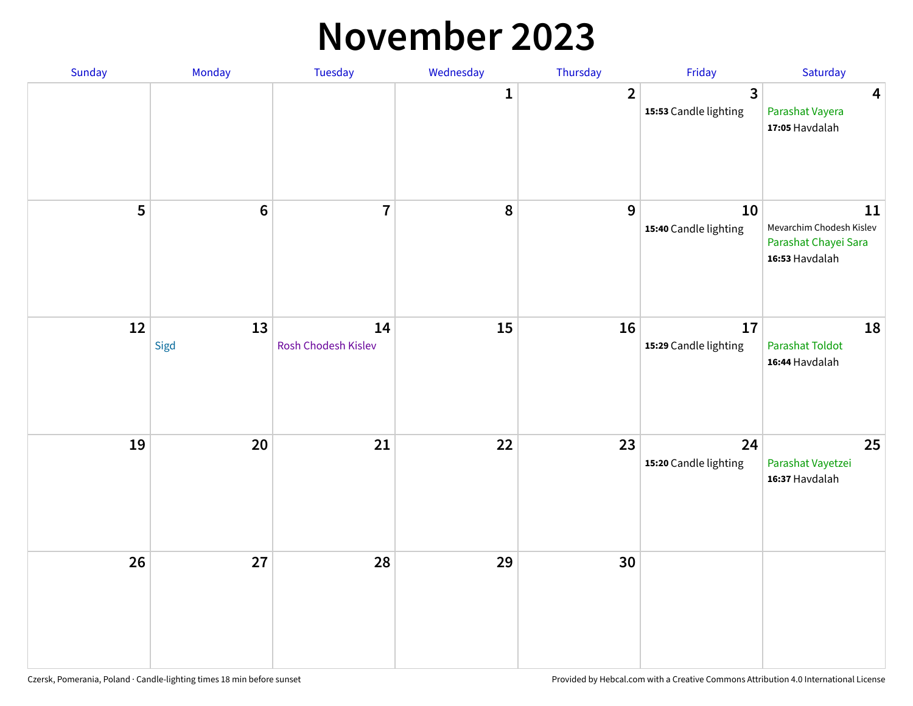# November 2023

| Sunday | Monday | Tuesday | Wednesday | Thursday | Friday | Saturday |
|---|---|---|---|---|---|---|
| | | | 1 | 2 | 3<br>**15:53** Candle lighting | 4<br>Parashat Vayera<br>**17:05** Havdalah |
| 5 | 6 | 7 | 8 | 9 | 10<br>**15:40** Candle lighting | 11<br>Mevarchim Chodesh Kislev<br>Parashat Chayei Sara<br>**16:53** Havdalah |
| 12 | 13<br>Sigd | 14<br>Rosh Chodesh Kislev | 15 | 16 | 17<br>**15:29** Candle lighting | 18<br>Parashat Toldot<br>**16:44** Havdalah |
| 19 | 20 | 21 | 22 | 23 | 24<br>**15:20** Candle lighting | 25<br>Parashat Vayetzei<br>**16:37** Havdalah |
| 26 | 27 | 28 | 29 | 30 | | |

Czersk, Pomerania, Poland · Candle-lighting times 18 min before sunset

Provided by Hebcal.com with a Creative Commons Attribution 4.0 International License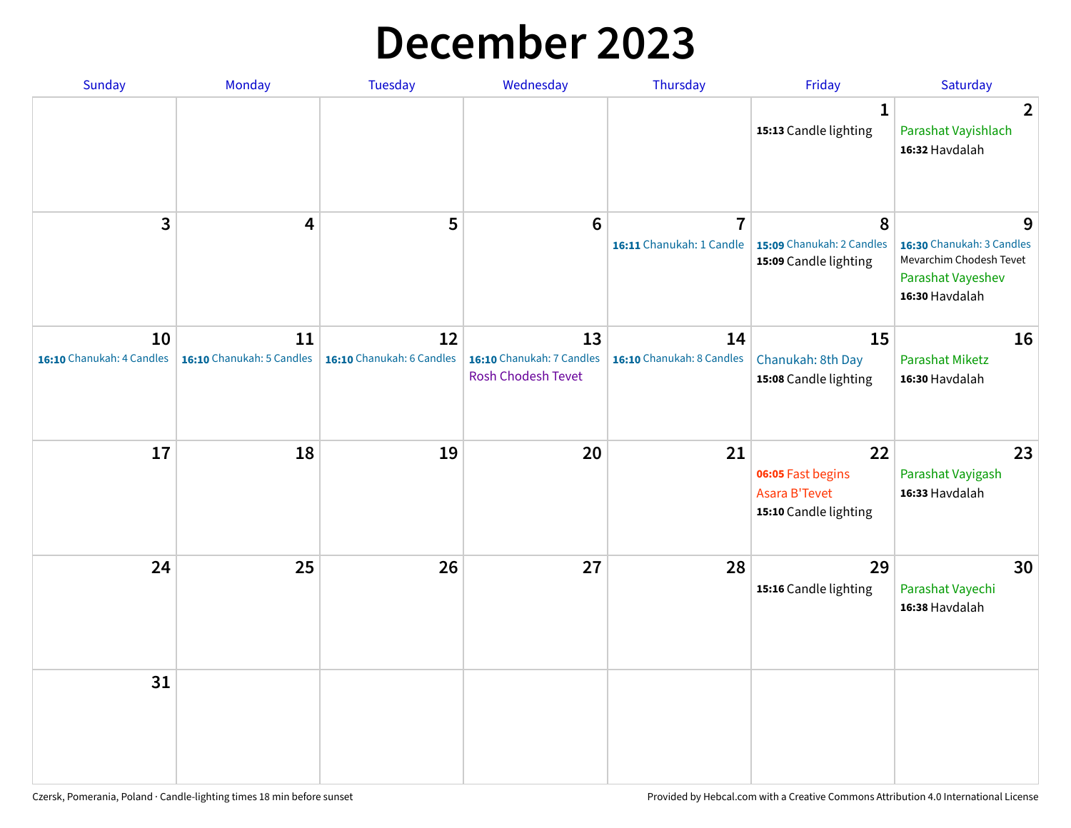# December 2023

| Sunday | Monday | Tuesday | Wednesday | Thursday | Friday | Saturday |
|---|---|---|---|---|---|---|
| | | | | | 1<br>**15:13** Candle lighting | 2<br>Parashat Vayishlach<br>**16:32** Havdalah |
| 3 | 4 | 5 | 6 | 7<br>**16:11** Chanukah: 1 Candle | 8<br>**15:09** Chanukah: 2 Candles<br>**15:09** Candle lighting | 9<br>**16:30** Chanukah: 3 Candles<br>Mevarchim Chodesh Tevet<br>Parashat Vayeshev<br>**16:30** Havdalah |
| 10<br>**16:10** Chanukah: 4 Candles | 11<br>**16:10** Chanukah: 5 Candles | 12<br>**16:10** Chanukah: 6 Candles | 13<br>**16:10** Chanukah: 7 Candles<br>Rosh Chodesh Tevet | 14<br>**16:10** Chanukah: 8 Candles | 15<br>Chanukah: 8th Day<br>**15:08** Candle lighting | 16<br>Parashat Miketz<br>**16:30** Havdalah |
| 17 | 18 | 19 | 20 | 21 | 22<br>**06:05** Fast begins<br>Asara B'Tevet<br>**15:10** Candle lighting | 23<br>Parashat Vayigash<br>**16:33** Havdalah |
| 24 | 25 | 26 | 27 | 28 | 29<br>**15:16** Candle lighting | 30<br>Parashat Vayechi<br>**16:38** Havdalah |
| 31 | | | | | | |

Czersk, Pomerania, Poland · Candle-lighting times 18 min before sunset

Provided by Hebcal.com with a Creative Commons Attribution 4.0 International License